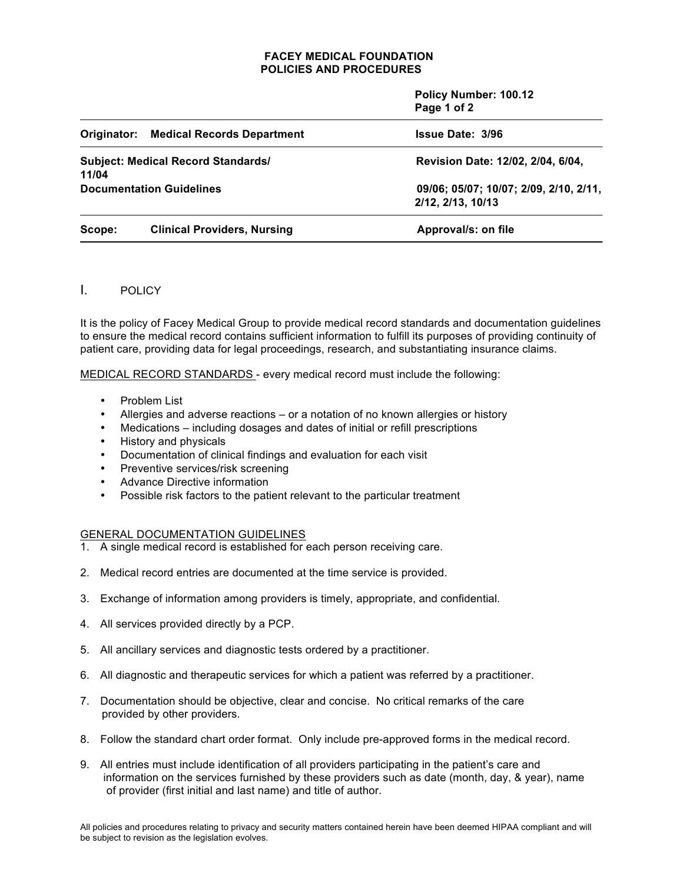**FACEY MEDICAL FOUNDATION**
**POLICIES AND PROCEDURES**

| | |
|---|---|
| | **Policy Number: 100.12** |
| **Originator: Medical Records Department** | **Issue Date: 3/96** |
| **Subject: Medical Record Standards/ Documentation Guidelines** | **Revision Date: 12/02, 2/04, 6/04, 11/04 09/06; 05/07; 10/07; 2/09, 2/10, 2/11, 2/12, 2/13, 10/13** |
| **Scope: Clinical Providers, Nursing** | **Approval/s: on file** |

## I. POLICY

It is the policy of Facey Medical Group to provide medical record standards and documentation guidelines to ensure the medical record contains sufficient information to fulfill its purposes of providing continuity of patient care, providing data for legal proceedings, research, and substantiating insurance claims.

MEDICAL RECORD STANDARDS - every medical record must include the following:

- Problem List
- Allergies and adverse reactions – or a notation of no known allergies or history
- Medications – including dosages and dates of initial or refill prescriptions
- History and physicals
- Documentation of clinical findings and evaluation for each visit
- Preventive services/risk screening
- Advance Directive information
- Possible risk factors to the patient relevant to the particular treatment

GENERAL DOCUMENTATION GUIDELINES

1. A single medical record is established for each person receiving care.
2. Medical record entries are documented at the time service is provided.
3. Exchange of information among providers is timely, appropriate, and confidential.
4. All services provided directly by a PCP.
5. All ancillary services and diagnostic tests ordered by a practitioner.
6. All diagnostic and therapeutic services for which a patient was referred by a practitioner.
7. Documentation should be objective, clear and concise. No critical remarks of the care provided by other providers.
8. Follow the standard chart order format. Only include pre-approved forms in the medical record.
9. All entries must include identification of all providers participating in the patient's care and information on the services furnished by these providers such as date (month, day, & year), name of provider (first initial and last name) and title of author.

All policies and procedures relating to privacy and security matters contained herein have been deemed HIPAA compliant and will be subject to revision as the legislation evolves.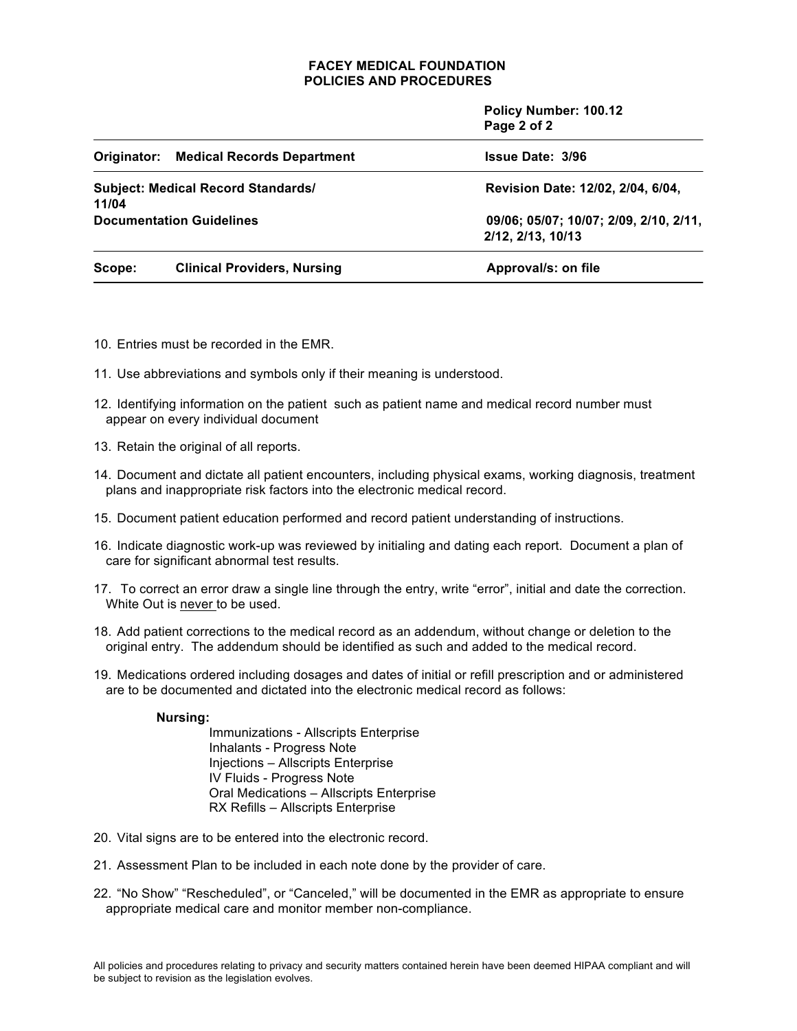**FACEY MEDICAL FOUNDATION**
**POLICIES AND PROCEDURES**

| | |
|---|---|
| | **Policy Number: 100.12** |
| **Originator: Medical Records Department** | **Issue Date: 3/96** |
| **Subject: Medical Record Standards/ Documentation Guidelines** | **Revision Date: 12/02, 2/04, 6/04, 11/04 09/06; 05/07; 10/07; 2/09, 2/10, 2/11, 2/12, 2/13, 10/13** |
| **Scope: Clinical Providers, Nursing** | **Approval/s: on file** |

10. Entries must be recorded in the EMR.

11. Use abbreviations and symbols only if their meaning is understood.

12. Identifying information on the patient such as patient name and medical record number must appear on every individual document

13. Retain the original of all reports.

14. Document and dictate all patient encounters, including physical exams, working diagnosis, treatment plans and inappropriate risk factors into the electronic medical record.

15. Document patient education performed and record patient understanding of instructions.

16. Indicate diagnostic work-up was reviewed by initialing and dating each report. Document a plan of care for significant abnormal test results.

17. To correct an error draw a single line through the entry, write "error", initial and date the correction. White Out is <u>never</u> to be used.

18. Add patient corrections to the medical record as an addendum, without change or deletion to the original entry. The addendum should be identified as such and added to the medical record.

19. Medications ordered including dosages and dates of initial or refill prescription and or administered are to be documented and dictated into the electronic medical record as follows:

    **Nursing:**
    - Immunizations - Allscripts Enterprise
    - Inhalants - Progress Note
    - Injections – Allscripts Enterprise
    - IV Fluids - Progress Note
    - Oral Medications – Allscripts Enterprise
    - RX Refills – Allscripts Enterprise

20. Vital signs are to be entered into the electronic record.

21. Assessment Plan to be included in each note done by the provider of care.

22. "No Show" "Rescheduled", or "Canceled," will be documented in the EMR as appropriate to ensure appropriate medical care and monitor member non-compliance.

All policies and procedures relating to privacy and security matters contained herein have been deemed HIPAA compliant and will be subject to revision as the legislation evolves.